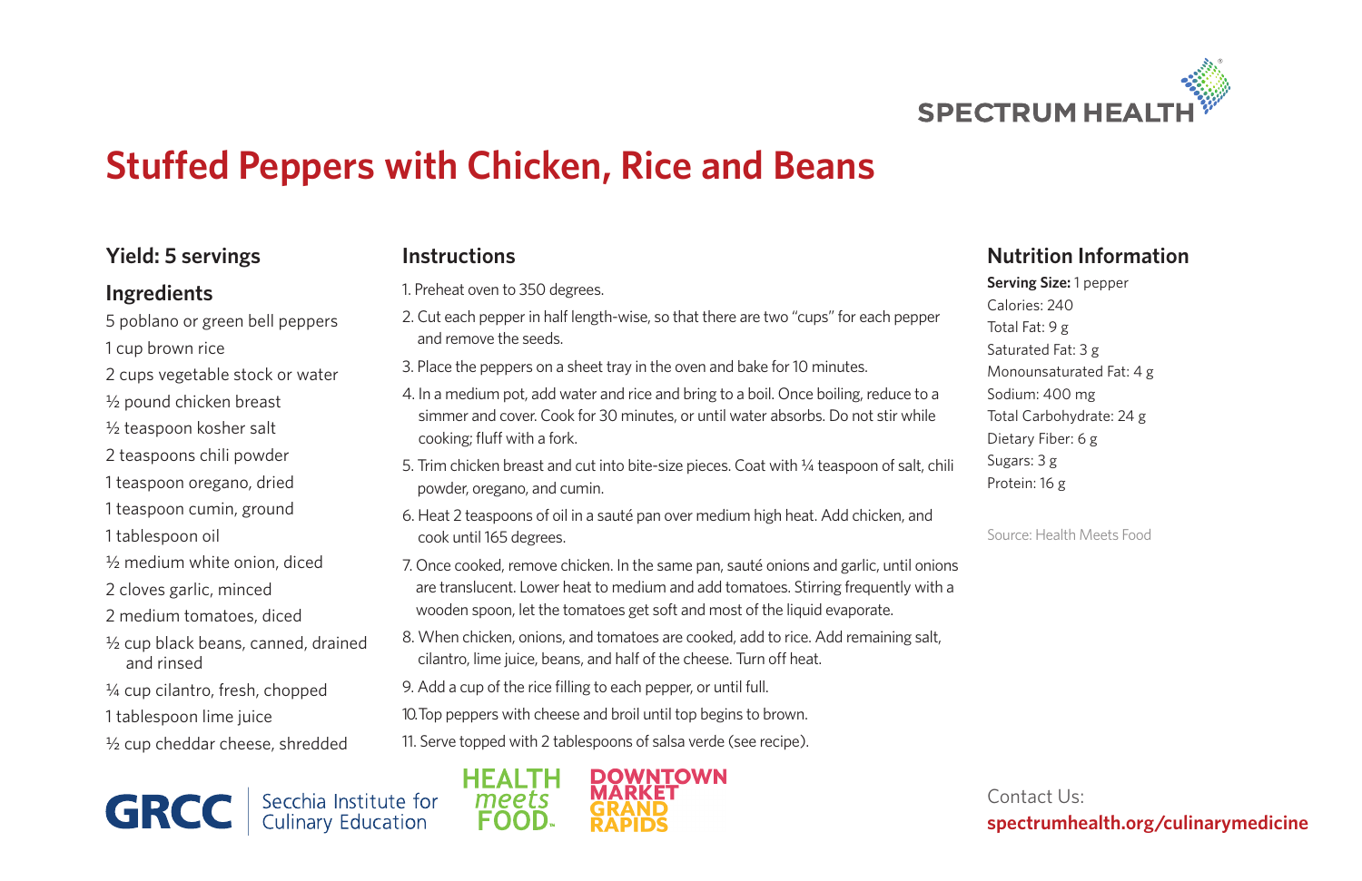SPECTRUM HEALTH

# Stuffed Peppers with Chicken, Rice and Beans

### Yield: 5 servings

### Ingredients

5 poblano or green bell peppers
1 cup brown rice
2 cups vegetable stock or water
½ pound chicken breast
½ teaspoon kosher salt
2 teaspoons chili powder
1 teaspoon oregano, dried
1 teaspoon cumin, ground
1 tablespoon oil
½ medium white onion, diced
2 cloves garlic, minced
2 medium tomatoes, diced
½ cup black beans, canned, drained and rinsed
¼ cup cilantro, fresh, chopped
1 tablespoon lime juice
½ cup cheddar cheese, shredded

### Instructions

1. Preheat oven to 350 degrees.
2. Cut each pepper in half length-wise, so that there are two "cups" for each pepper and remove the seeds.
3. Place the peppers on a sheet tray in the oven and bake for 10 minutes.
4. In a medium pot, add water and rice and bring to a boil. Once boiling, reduce to a simmer and cover. Cook for 30 minutes, or until water absorbs. Do not stir while cooking; fluff with a fork.
5. Trim chicken breast and cut into bite-size pieces. Coat with ¼ teaspoon of salt, chili powder, oregano, and cumin.
6. Heat 2 teaspoons of oil in a sauté pan over medium high heat. Add chicken, and cook until 165 degrees.
7. Once cooked, remove chicken. In the same pan, sauté onions and garlic, until onions are translucent. Lower heat to medium and add tomatoes. Stirring frequently with a wooden spoon, let the tomatoes get soft and most of the liquid evaporate.
8. When chicken, onions, and tomatoes are cooked, add to rice. Add remaining salt, cilantro, lime juice, beans, and half of the cheese. Turn off heat.
9. Add a cup of the rice filling to each pepper, or until full.
10. Top peppers with cheese and broil until top begins to brown.
11. Serve topped with 2 tablespoons of salsa verde (see recipe).

### Nutrition Information

**Serving Size:** 1 pepper
Calories: 240
Total Fat: 9 g
Saturated Fat: 3 g
Monounsaturated Fat: 4 g
Sodium: 400 mg
Total Carbohydrate: 24 g
Dietary Fiber: 6 g
Sugars: 3 g
Protein: 16 g

Source: Health Meets Food

GRCC | Secchia Institute for Culinary Education

HEALTH meets FOOD™

DOWNTOWN MARKET GRAND RAPIDS

Contact Us:
**spectrumhealth.org/culinarymedicine**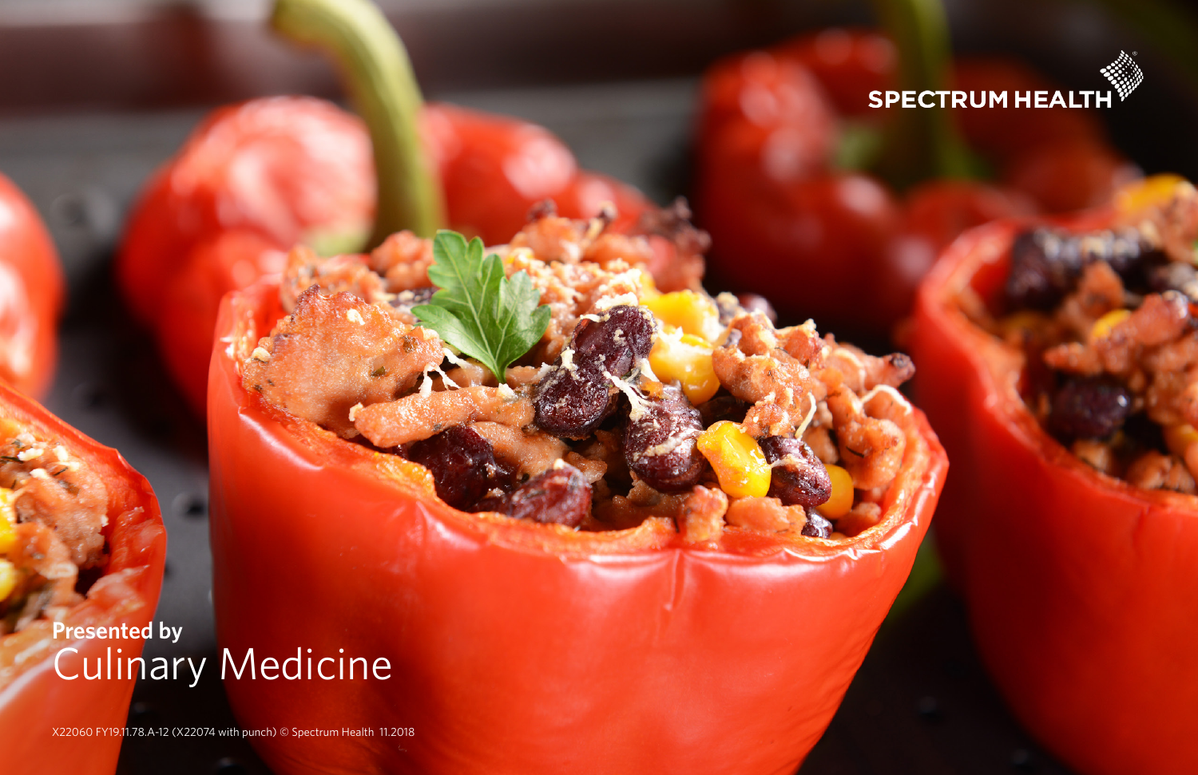SPECTRUM HEALTH

**Presented by**
Culinary Medicine

X22060 FY19.11.78.A-12 (X22074 with punch) © Spectrum Health 11.2018